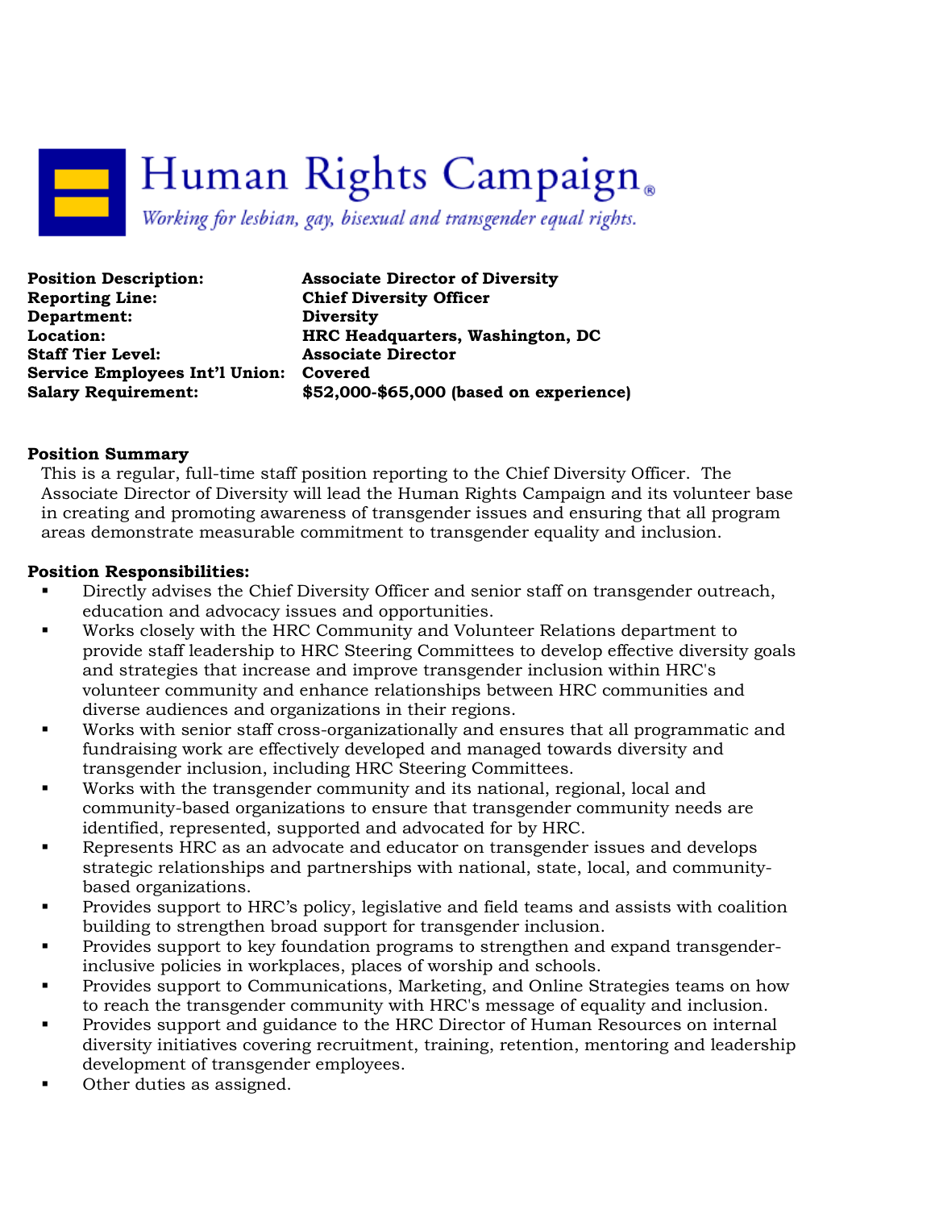# Human Rights Campaign

*Working for lesbian, gay, bisexual and transgender equal rights.*

| | |
|---|---|
| **Position Description:** | **Associate Director of Diversity** |
| **Reporting Line:** | **Chief Diversity Officer** |
| **Department:** | **Diversity** |
| **Location:** | **HRC Headquarters, Washington, DC** |
| **Staff Tier Level:** | **Associate Director** |
| **Service Employees Int'l Union:** | **Covered** |
| **Salary Requirement:** | **$52,000-$65,000 (based on experience)** |

**Position Summary**

This is a regular, full-time staff position reporting to the Chief Diversity Officer. The Associate Director of Diversity will lead the Human Rights Campaign and its volunteer base in creating and promoting awareness of transgender issues and ensuring that all program areas demonstrate measurable commitment to transgender equality and inclusion.

**Position Responsibilities:**

- Directly advises the Chief Diversity Officer and senior staff on transgender outreach, education and advocacy issues and opportunities.
- Works closely with the HRC Community and Volunteer Relations department to provide staff leadership to HRC Steering Committees to develop effective diversity goals and strategies that increase and improve transgender inclusion within HRC's volunteer community and enhance relationships between HRC communities and diverse audiences and organizations in their regions.
- Works with senior staff cross-organizationally and ensures that all programmatic and fundraising work are effectively developed and managed towards diversity and transgender inclusion, including HRC Steering Committees.
- Works with the transgender community and its national, regional, local and community-based organizations to ensure that transgender community needs are identified, represented, supported and advocated for by HRC.
- Represents HRC as an advocate and educator on transgender issues and develops strategic relationships and partnerships with national, state, local, and community-based organizations.
- Provides support to HRC's policy, legislative and field teams and assists with coalition building to strengthen broad support for transgender inclusion.
- Provides support to key foundation programs to strengthen and expand transgender-inclusive policies in workplaces, places of worship and schools.
- Provides support to Communications, Marketing, and Online Strategies teams on how to reach the transgender community with HRC's message of equality and inclusion.
- Provides support and guidance to the HRC Director of Human Resources on internal diversity initiatives covering recruitment, training, retention, mentoring and leadership development of transgender employees.
- Other duties as assigned.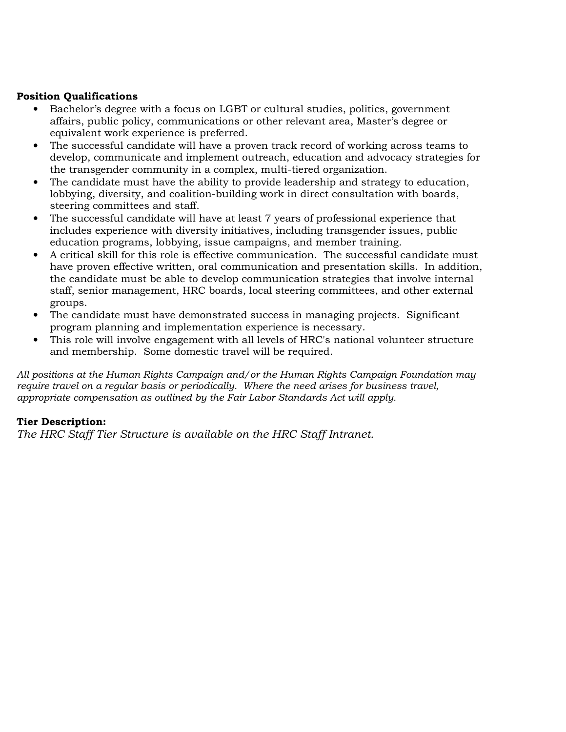**Position Qualifications**

- Bachelor's degree with a focus on LGBT or cultural studies, politics, government affairs, public policy, communications or other relevant area, Master's degree or equivalent work experience is preferred.
- The successful candidate will have a proven track record of working across teams to develop, communicate and implement outreach, education and advocacy strategies for the transgender community in a complex, multi-tiered organization.
- The candidate must have the ability to provide leadership and strategy to education, lobbying, diversity, and coalition-building work in direct consultation with boards, steering committees and staff.
- The successful candidate will have at least 7 years of professional experience that includes experience with diversity initiatives, including transgender issues, public education programs, lobbying, issue campaigns, and member training.
- A critical skill for this role is effective communication. The successful candidate must have proven effective written, oral communication and presentation skills. In addition, the candidate must be able to develop communication strategies that involve internal staff, senior management, HRC boards, local steering committees, and other external groups.
- The candidate must have demonstrated success in managing projects. Significant program planning and implementation experience is necessary.
- This role will involve engagement with all levels of HRC's national volunteer structure and membership. Some domestic travel will be required.

*All positions at the Human Rights Campaign and/or the Human Rights Campaign Foundation may require travel on a regular basis or periodically. Where the need arises for business travel, appropriate compensation as outlined by the Fair Labor Standards Act will apply.*

**Tier Description:**

*The HRC Staff Tier Structure is available on the HRC Staff Intranet.*